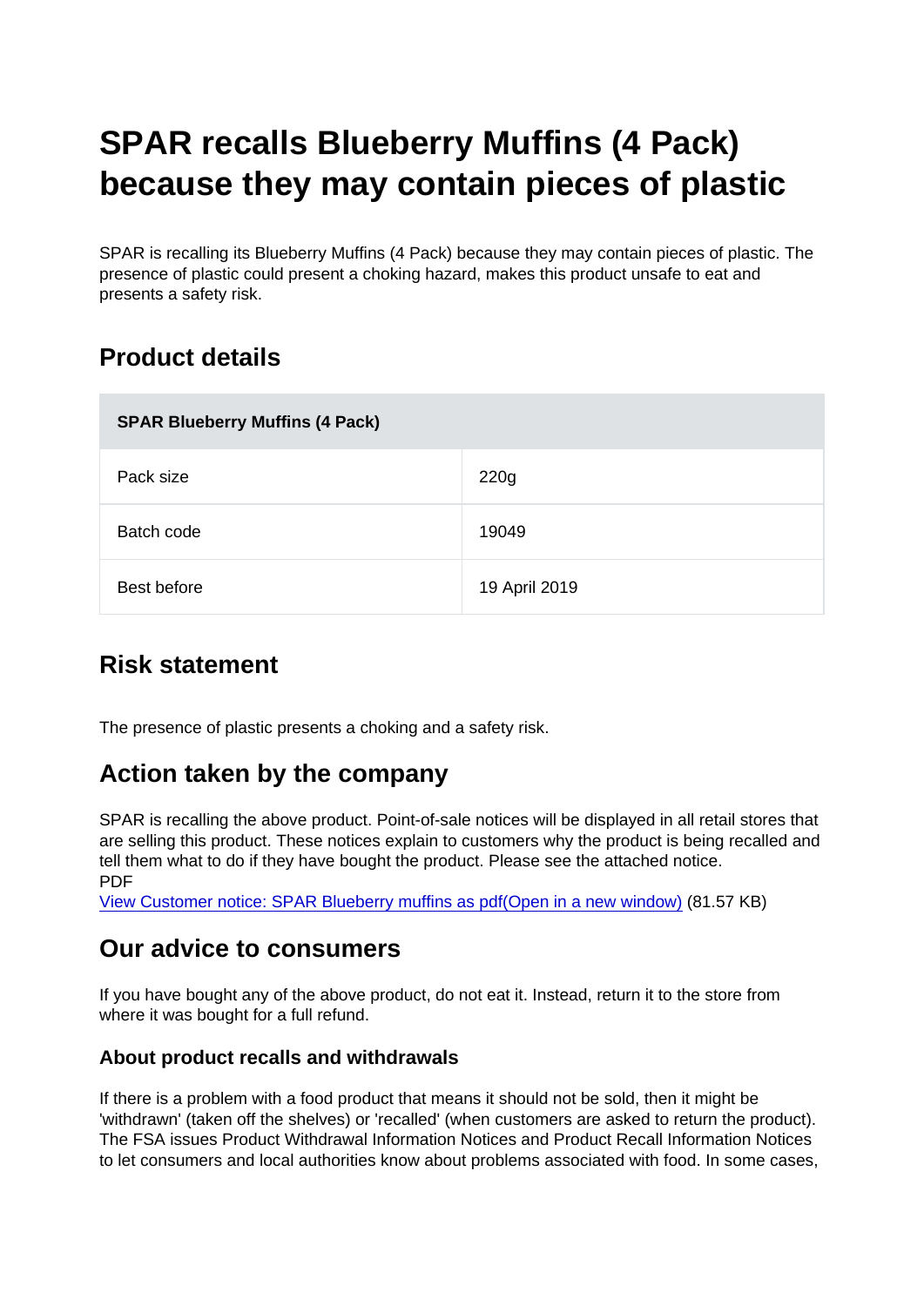# SPAR recalls Blueberry Muffins (4 Pack) because they may contain pieces of plastic

SPAR is recalling its Blueberry Muffins (4 Pack) because they may contain pieces of plastic. The presence of plastic could present a choking hazard, makes this product unsafe to eat and presents a safety risk.

## Product details

| SPAR Blueberry Muffins (4 Pack) | |
|---|---|
| Pack size | 220g |
| Batch code | 19049 |
| Best before | 19 April 2019 |

## Risk statement

The presence of plastic presents a choking and a safety risk.

## Action taken by the company

SPAR is recalling the above product. Point-of-sale notices will be displayed in all retail stores that are selling this product. These notices explain to customers why the product is being recalled and tell them what to do if they have bought the product. Please see the attached notice.
PDF
View Customer notice: SPAR Blueberry muffins as pdf(Open in a new window) (81.57 KB)

## Our advice to consumers

If you have bought any of the above product, do not eat it. Instead, return it to the store from where it was bought for a full refund.

### About product recalls and withdrawals

If there is a problem with a food product that means it should not be sold, then it might be 'withdrawn' (taken off the shelves) or 'recalled' (when customers are asked to return the product). The FSA issues Product Withdrawal Information Notices and Product Recall Information Notices to let consumers and local authorities know about problems associated with food. In some cases,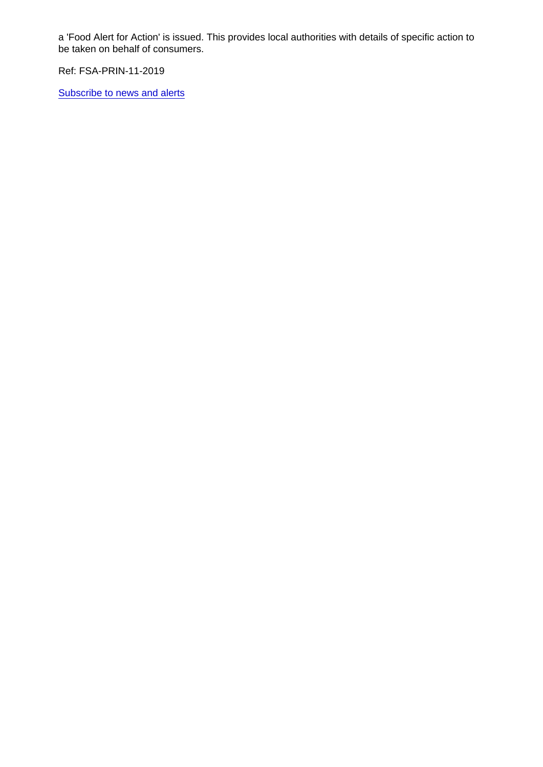a 'Food Alert for Action' is issued. This provides local authorities with details of specific action to be taken on behalf of consumers.

Ref: FSA-PRIN-11-2019

[Subscribe to news and alerts]